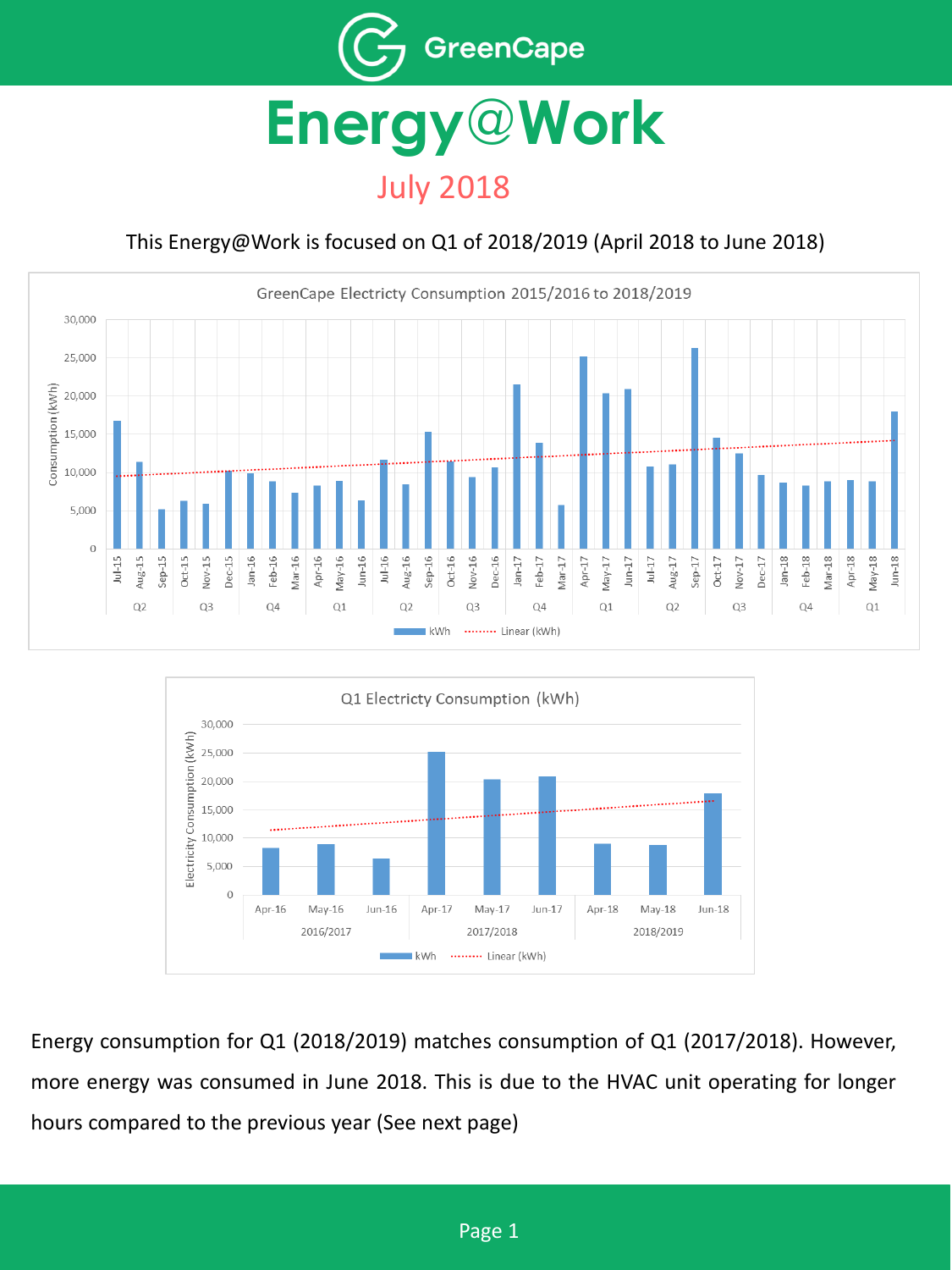# GreenCape

# Energy@Work

## July 2018

This Energy@Work is focused on Q1 of 2018/2019 (April 2018 to June 2018)

GreenCape Electricity Consumption 2015/2016 to 2018/2019

Q1 Electricty Consumption (kWh)

Energy consumption for Q1 (2018/2019) matches consumption of Q1 (2017/2018). However, more energy was consumed in June 2018. This is due to the HVAC unit operating for longer hours compared to the previous year (See next page)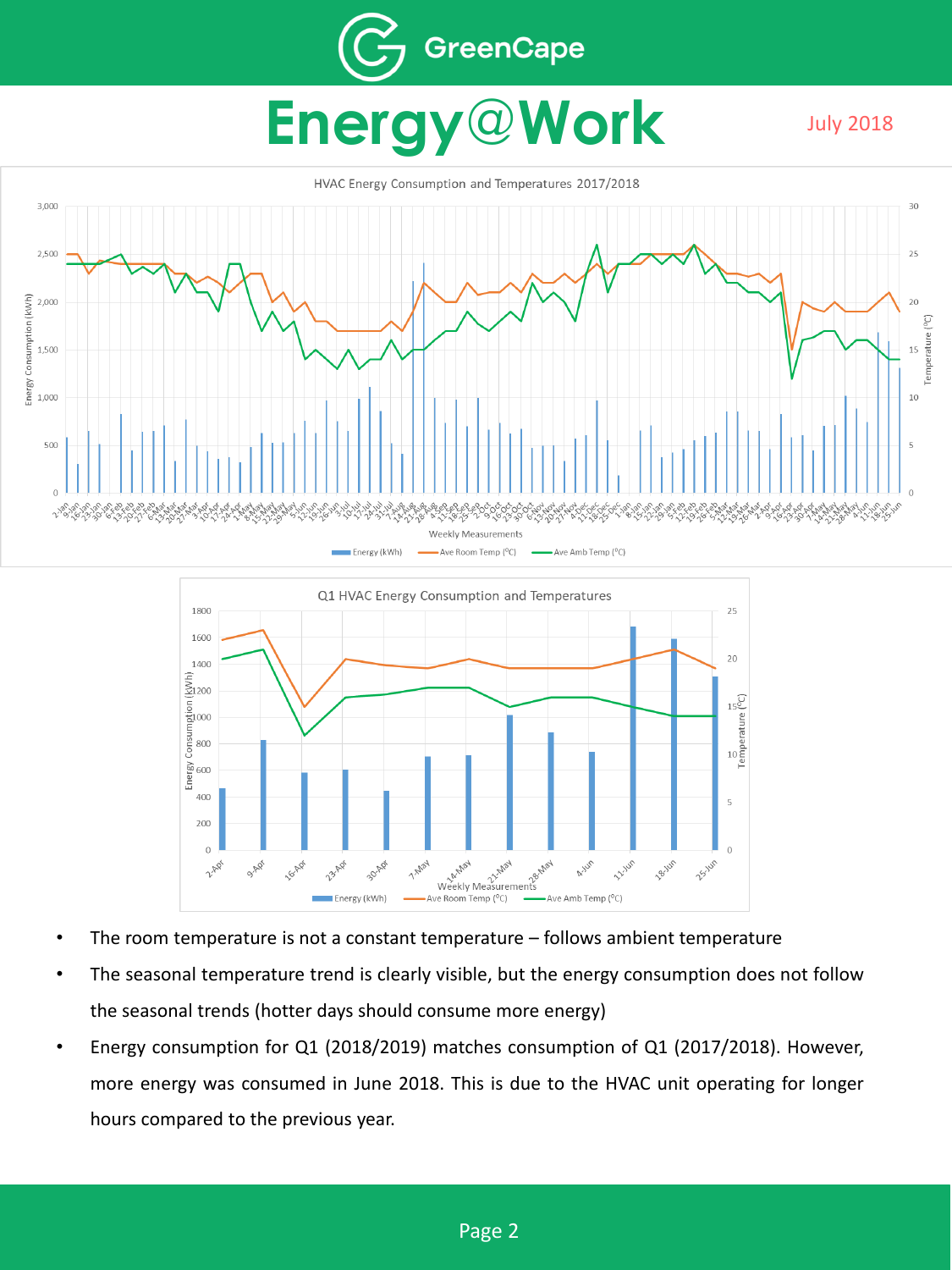# Energy@Work

July 2018

HVAC Energy Consumption and Temperatures 2017/2018

Q1 HVAC Energy Consumption and Temperatures

- The room temperature is not a constant temperature – follows ambient temperature
- The seasonal temperature trend is clearly visible, but the energy consumption does not follow the seasonal trends (hotter days should consume more energy)
- Energy consumption for Q1 (2018/2019) matches consumption of Q1 (2017/2018). However, more energy was consumed in June 2018. This is due to the HVAC unit operating for longer hours compared to the previous year.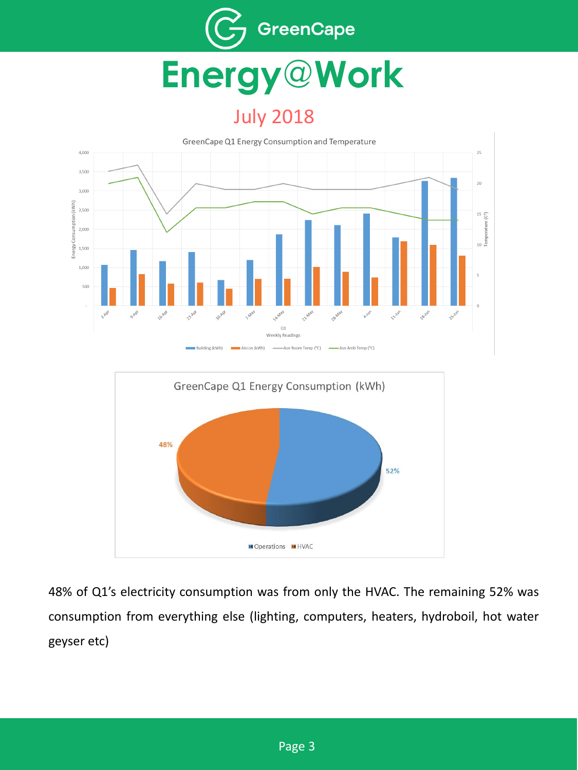# Energy@Work

## July 2018

GreenCape Q1 Energy Consumption and Temperature

GreenCape Q1 Energy Consumption (kWh)

48% of Q1's electricity consumption was from only the HVAC. The remaining 52% was consumption from everything else (lighting, computers, heaters, hydroboil, hot water geyser etc)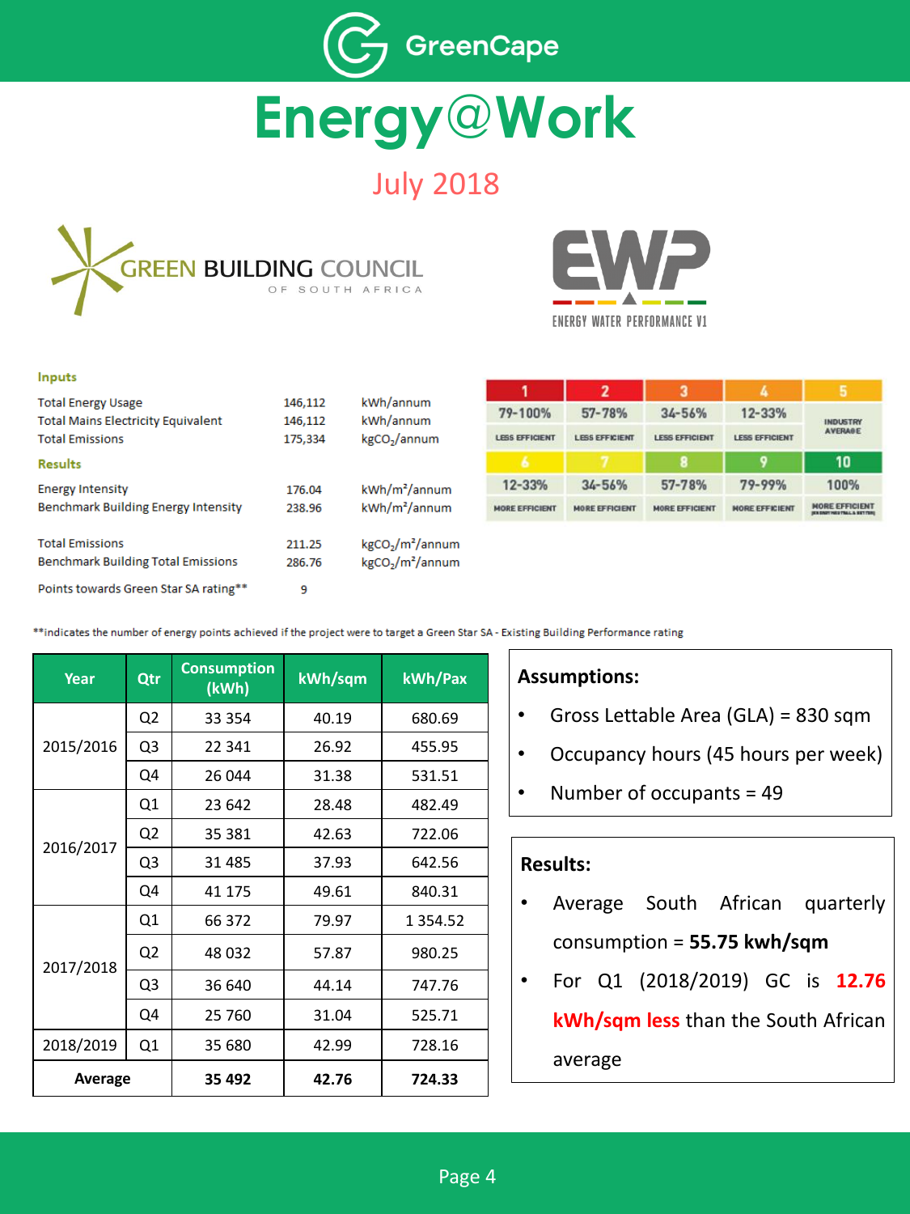GreenCape

# Energy@Work

## July 2018

GREEN BUILDING COUNCIL OF SOUTH AFRICA

EWP ENERGY WATER PERFORMANCE V1

**Inputs**

| | | |
|---|---|---|
| Total Energy Usage | 146,112 | kWh/annum |
| Total Mains Electricity Equivalent | 146,112 | kWh/annum |
| Total Emissions | 175,334 | $kgCO_2$/annum |

**Results**

| | | |
|---|---|---|
| Energy Intensity | 176.04 | $kWh/m^2$/annum |
| Benchmark Building Energy Intensity | 238.96 | $kWh/m^2$/annum |
| Total Emissions | 211.25 | $kgCO_2/m^2$/annum |
| Benchmark Building Total Emissions | 286.76 | $kgCO_2/m^2$/annum |
| Points towards Green Star SA rating** | 9 | |

| 1 | 2 | 3 | 4 | 5 |
|---|---|---|---|---|
| 79-100% | 57-78% | 34-56% | 12-33% | INDUSTRY AVERAGE |
| LESS EFFICIENT | LESS EFFICIENT | LESS EFFICIENT | LESS EFFICIENT | |
| **6** | **7** | **8** | **9** | **10** |
| 12-33% | 34-56% | 57-78% | 79-99% | 100% |
| MORE EFFICIENT | MORE EFFICIENT | MORE EFFICIENT | MORE EFFICIENT | MORE EFFICIENT |

**indicates the number of energy points achieved if the project were to target a Green Star SA - Existing Building Performance rating

| Year | Qtr | Consumption (kWh) | kWh/sqm | kWh/Pax |
|---|---|---|---|---|
| 2015/2016 | Q2 | 33 354 | 40.19 | 680.69 |
| | Q3 | 22 341 | 26.92 | 455.95 |
| | Q4 | 26 044 | 31.38 | 531.51 |
| 2016/2017 | Q1 | 23 642 | 28.48 | 482.49 |
| | Q2 | 35 381 | 42.63 | 722.06 |
| | Q3 | 31 485 | 37.93 | 642.56 |
| | Q4 | 41 175 | 49.61 | 840.31 |
| 2017/2018 | Q1 | 66 372 | 79.97 | 1 354.52 |
| | Q2 | 48 032 | 57.87 | 980.25 |
| | Q3 | 36 640 | 44.14 | 747.76 |
| | Q4 | 25 760 | 31.04 | 525.71 |
| 2018/2019 | Q1 | 35 680 | 42.99 | 728.16 |
| **Average** | | **35 492** | **42.76** | **724.33** |

**Assumptions:**

- Gross Lettable Area (GLA) = 830 sqm
- Occupancy hours (45 hours per week)
- Number of occupants = 49

**Results:**

- Average South African quarterly consumption = **55.75 kwh/sqm**
- For Q1 (2018/2019) GC is **12.76 kWh/sqm less** than the South African average